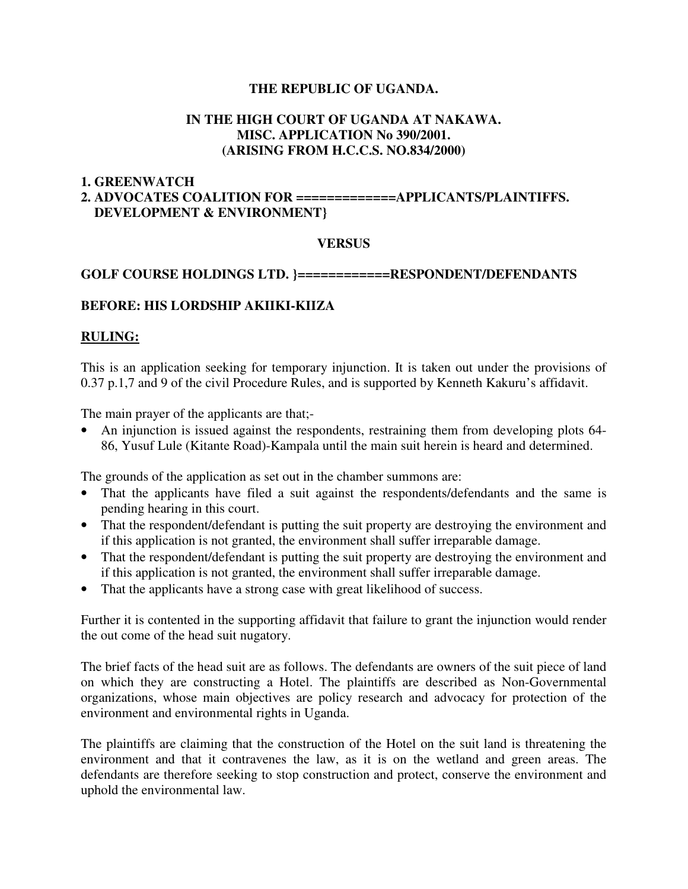**THE REPUBLIC OF UGANDA.**

**IN THE HIGH COURT OF UGANDA AT NAKAWA.**
**MISC. APPLICATION No 390/2001.**
**(ARISING FROM H.C.C.S. NO.834/2000)**

**1. GREENWATCH**
**2. ADVOCATES COALITION FOR =============APPLICANTS/PLAINTIFFS.**
**DEVELOPMENT & ENVIRONMENT}**

**VERSUS**

**GOLF COURSE HOLDINGS LTD. }============RESPONDENT/DEFENDANTS**

**BEFORE: HIS LORDSHIP AKIIKI-KIIZA**

**RULING:**

This is an application seeking for temporary injunction. It is taken out under the provisions of 0.37 p.1,7 and 9 of the civil Procedure Rules, and is supported by Kenneth Kakuru's affidavit.

The main prayer of the applicants are that;-

- An injunction is issued against the respondents, restraining them from developing plots 64-86, Yusuf Lule (Kitante Road)-Kampala until the main suit herein is heard and determined.

The grounds of the application as set out in the chamber summons are:

- That the applicants have filed a suit against the respondents/defendants and the same is pending hearing in this court.
- That the respondent/defendant is putting the suit property are destroying the environment and if this application is not granted, the environment shall suffer irreparable damage.
- That the respondent/defendant is putting the suit property are destroying the environment and if this application is not granted, the environment shall suffer irreparable damage.
- That the applicants have a strong case with great likelihood of success.

Further it is contented in the supporting affidavit that failure to grant the injunction would render the out come of the head suit nugatory.

The brief facts of the head suit are as follows. The defendants are owners of the suit piece of land on which they are constructing a Hotel. The plaintiffs are described as Non-Governmental organizations, whose main objectives are policy research and advocacy for protection of the environment and environmental rights in Uganda.

The plaintiffs are claiming that the construction of the Hotel on the suit land is threatening the environment and that it contravenes the law, as it is on the wetland and green areas. The defendants are therefore seeking to stop construction and protect, conserve the environment and uphold the environmental law.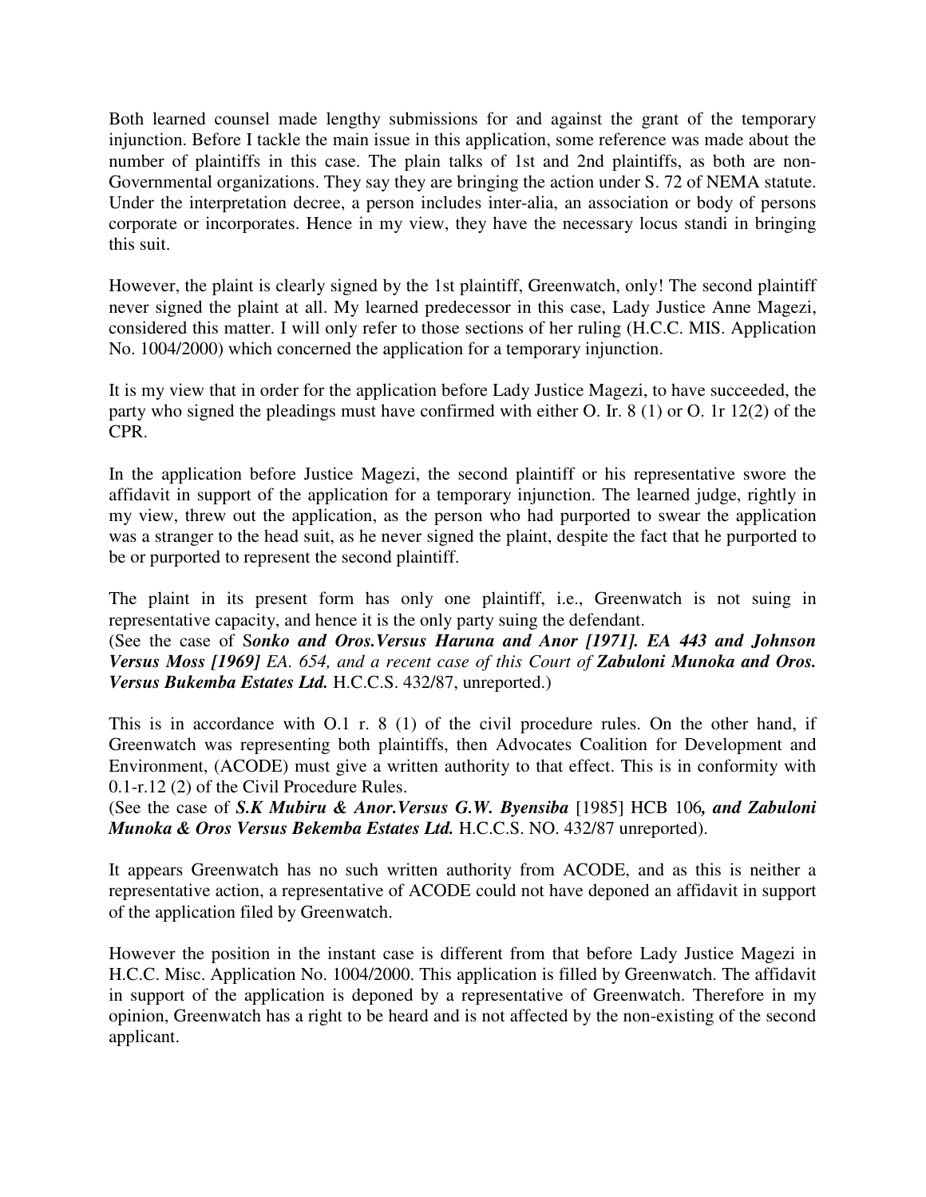Both learned counsel made lengthy submissions for and against the grant of the temporary injunction. Before I tackle the main issue in this application, some reference was made about the number of plaintiffs in this case. The plain talks of 1st and 2nd plaintiffs, as both are non-Governmental organizations. They say they are bringing the action under S. 72 of NEMA statute. Under the interpretation decree, a person includes inter-alia, an association or body of persons corporate or incorporates. Hence in my view, they have the necessary locus standi in bringing this suit.

However, the plaint is clearly signed by the 1st plaintiff, Greenwatch, only! The second plaintiff never signed the plaint at all. My learned predecessor in this case, Lady Justice Anne Magezi, considered this matter. I will only refer to those sections of her ruling (H.C.C. MIS. Application No. 1004/2000) which concerned the application for a temporary injunction.

It is my view that in order for the application before Lady Justice Magezi, to have succeeded, the party who signed the pleadings must have confirmed with either O. Ir. 8 (1) or O. 1r 12(2) of the CPR.

In the application before Justice Magezi, the second plaintiff or his representative swore the affidavit in support of the application for a temporary injunction. The learned judge, rightly in my view, threw out the application, as the person who had purported to swear the application was a stranger to the head suit, as he never signed the plaint, despite the fact that he purported to be or purported to represent the second plaintiff.

The plaint in its present form has only one plaintiff, i.e., Greenwatch is not suing in representative capacity, and hence it is the only party suing the defendant.
(See the case of S***onko and Oros.Versus Haruna and Anor [1971]. EA 443 and Johnson Versus Moss [1969]*** *EA. 654*, and a recent case of this Court of ***Zabuloni Munoka and Oros. Versus Bukemba Estates Ltd.*** H.C.C.S. 432/87, unreported.)

This is in accordance with O.1 r. 8 (1) of the civil procedure rules. On the other hand, if Greenwatch was representing both plaintiffs, then Advocates Coalition for Development and Environment, (ACODE) must give a written authority to that effect. This is in conformity with 0.1-r.12 (2) of the Civil Procedure Rules.
(See the case of ***S.K Mubiru & Anor.Versus G.W. Byensiba*** [1985] HCB 106***, and Zabuloni Munoka & Oros Versus Bekemba Estates Ltd.*** H.C.C.S. NO. 432/87 unreported).

It appears Greenwatch has no such written authority from ACODE, and as this is neither a representative action, a representative of ACODE could not have deponed an affidavit in support of the application filed by Greenwatch.

However the position in the instant case is different from that before Lady Justice Magezi in H.C.C. Misc. Application No. 1004/2000. This application is filled by Greenwatch. The affidavit in support of the application is deponed by a representative of Greenwatch. Therefore in my opinion, Greenwatch has a right to be heard and is not affected by the non-existing of the second applicant.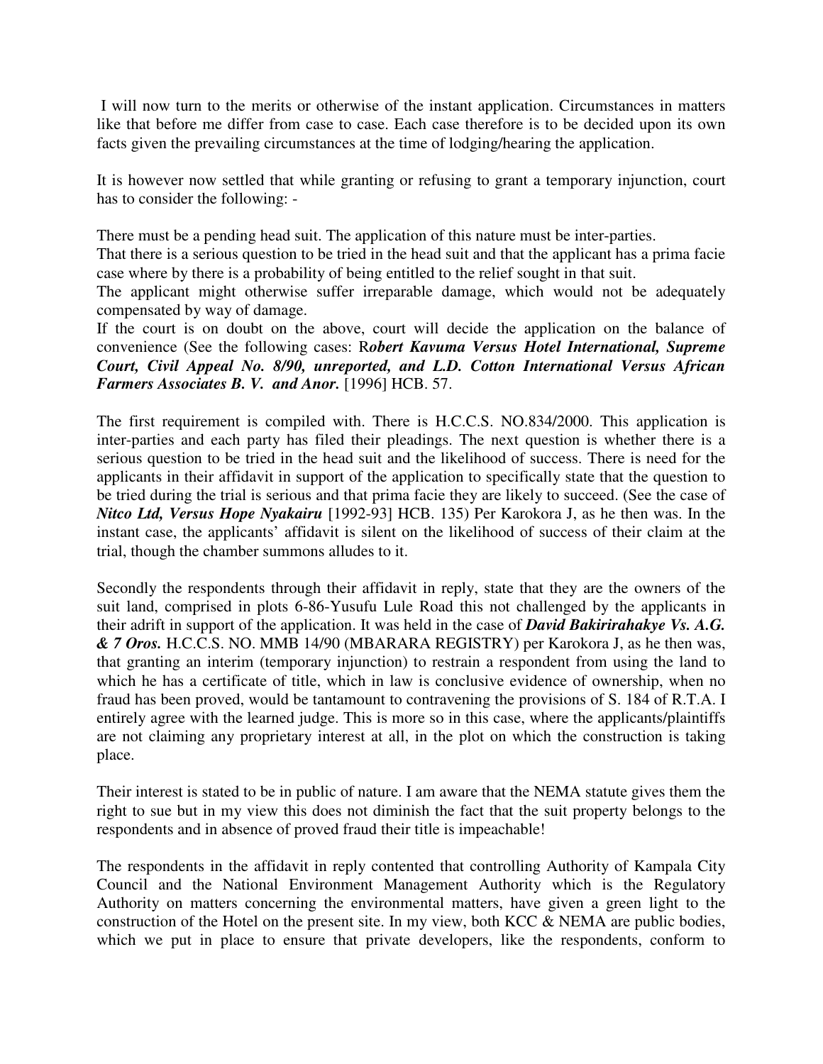I will now turn to the merits or otherwise of the instant application. Circumstances in matters like that before me differ from case to case. Each case therefore is to be decided upon its own facts given the prevailing circumstances at the time of lodging/hearing the application.

It is however now settled that while granting or refusing to grant a temporary injunction, court has to consider the following: -

There must be a pending head suit. The application of this nature must be inter-parties.

That there is a serious question to be tried in the head suit and that the applicant has a prima facie case where by there is a probability of being entitled to the relief sought in that suit.

The applicant might otherwise suffer irreparable damage, which would not be adequately compensated by way of damage.

If the court is on doubt on the above, court will decide the application on the balance of convenience (See the following cases: R***obert Kavuma Versus Hotel International, Supreme Court, Civil Appeal No. 8/90, unreported, and L.D. Cotton International Versus African Farmers Associates B. V. and Anor.*** [1996] HCB. 57.

The first requirement is compiled with. There is H.C.C.S. NO.834/2000. This application is inter-parties and each party has filed their pleadings. The next question is whether there is a serious question to be tried in the head suit and the likelihood of success. There is need for the applicants in their affidavit in support of the application to specifically state that the question to be tried during the trial is serious and that prima facie they are likely to succeed. (See the case of ***Nitco Ltd, Versus Hope Nyakairu*** [1992-93] HCB. 135) Per Karokora J, as he then was. In the instant case, the applicants' affidavit is silent on the likelihood of success of their claim at the trial, though the chamber summons alludes to it.

Secondly the respondents through their affidavit in reply, state that they are the owners of the suit land, comprised in plots 6-86-Yusufu Lule Road this not challenged by the applicants in their adrift in support of the application. It was held in the case of ***David Bakirirahakye Vs. A.G. & 7 Oros.*** H.C.C.S. NO. MMB 14/90 (MBARARA REGISTRY) per Karokora J, as he then was, that granting an interim (temporary injunction) to restrain a respondent from using the land to which he has a certificate of title, which in law is conclusive evidence of ownership, when no fraud has been proved, would be tantamount to contravening the provisions of S. 184 of R.T.A. I entirely agree with the learned judge. This is more so in this case, where the applicants/plaintiffs are not claiming any proprietary interest at all, in the plot on which the construction is taking place.

Their interest is stated to be in public of nature. I am aware that the NEMA statute gives them the right to sue but in my view this does not diminish the fact that the suit property belongs to the respondents and in absence of proved fraud their title is impeachable!

The respondents in the affidavit in reply contented that controlling Authority of Kampala City Council and the National Environment Management Authority which is the Regulatory Authority on matters concerning the environmental matters, have given a green light to the construction of the Hotel on the present site. In my view, both KCC & NEMA are public bodies, which we put in place to ensure that private developers, like the respondents, conform to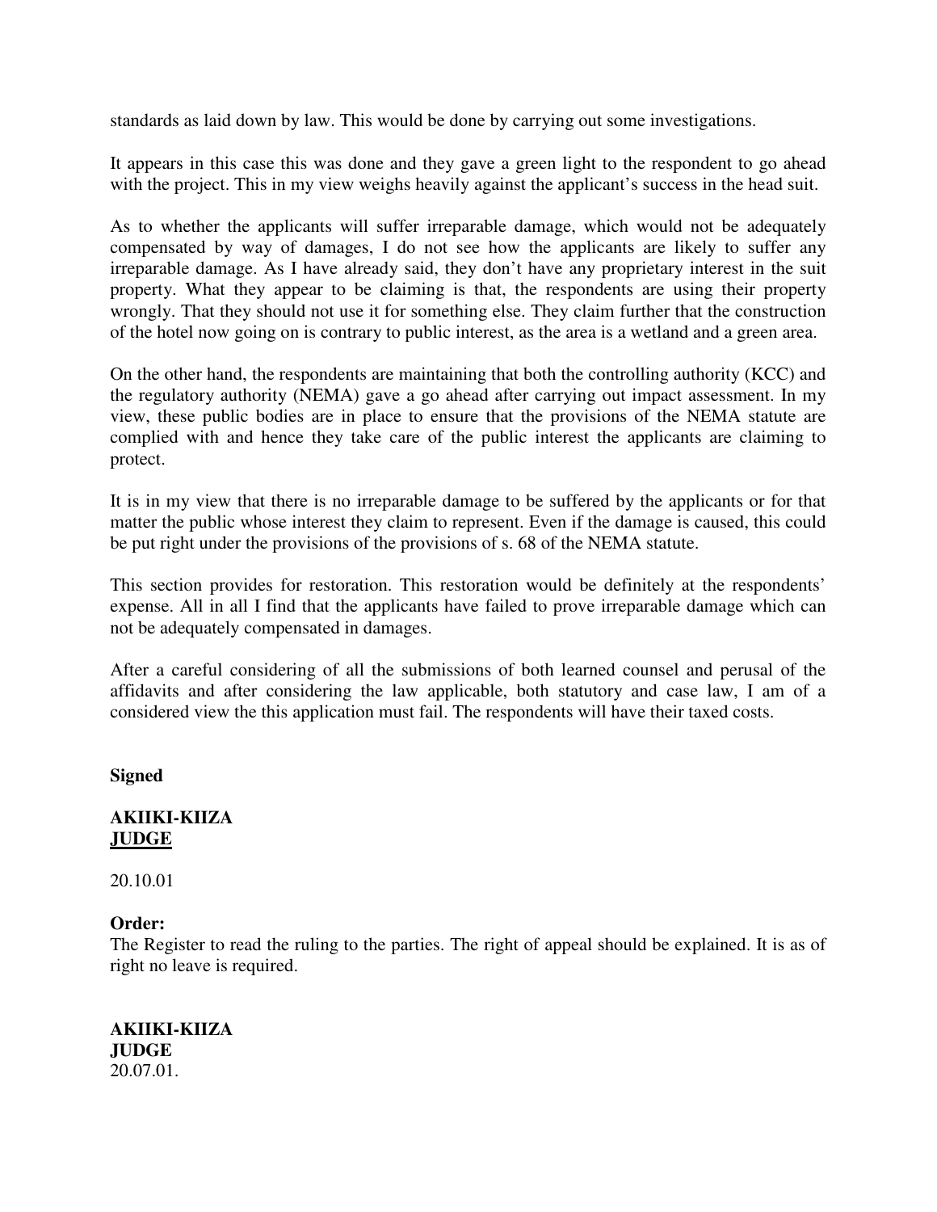standards as laid down by law. This would be done by carrying out some investigations.

It appears in this case this was done and they gave a green light to the respondent to go ahead with the project. This in my view weighs heavily against the applicant's success in the head suit.

As to whether the applicants will suffer irreparable damage, which would not be adequately compensated by way of damages, I do not see how the applicants are likely to suffer any irreparable damage. As I have already said, they don't have any proprietary interest in the suit property. What they appear to be claiming is that, the respondents are using their property wrongly. That they should not use it for something else. They claim further that the construction of the hotel now going on is contrary to public interest, as the area is a wetland and a green area.

On the other hand, the respondents are maintaining that both the controlling authority (KCC) and the regulatory authority (NEMA) gave a go ahead after carrying out impact assessment. In my view, these public bodies are in place to ensure that the provisions of the NEMA statute are complied with and hence they take care of the public interest the applicants are claiming to protect.

It is in my view that there is no irreparable damage to be suffered by the applicants or for that matter the public whose interest they claim to represent. Even if the damage is caused, this could be put right under the provisions of the provisions of s. 68 of the NEMA statute.

This section provides for restoration. This restoration would be definitely at the respondents' expense. All in all I find that the applicants have failed to prove irreparable damage which can not be adequately compensated in damages.

After a careful considering of all the submissions of both learned counsel and perusal of the affidavits and after considering the law applicable, both statutory and case law, I am of a considered view the this application must fail. The respondents will have their taxed costs.

**Signed**

**AKIIKI-KIIZA**
**JUDGE**

20.10.01

**Order:**
The Register to read the ruling to the parties. The right of appeal should be explained. It is as of right no leave is required.

**AKIIKI-KIIZA**
**JUDGE**
20.07.01.